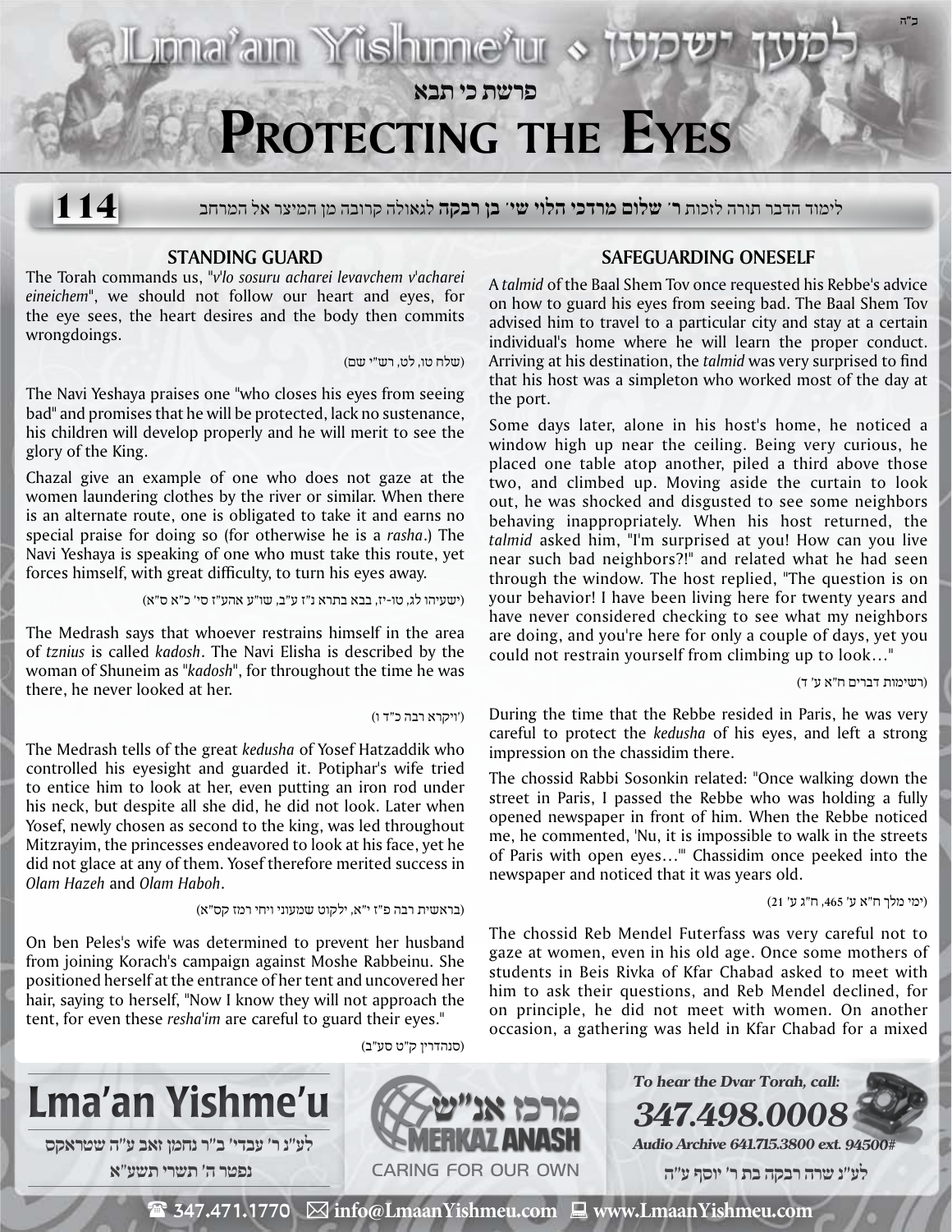פרשת כי תבא

# Protecting the Eyes

**114**

לימוד הדבר תורה לזכות ר' **שלום מרדכי הלוי שי' בן רבקה** לגאולה קרובה מן המיצר אל המרחב

## Standing Guard

The Torah commands us, "*v'lo sosuru acharei levavchem v'acharei eineichem*", we should not follow our heart and eyes, for the eye sees, the heart desires and the body then commits wrongdoings.

(שלח טו, לט, רש"י שם)

The Navi Yeshaya praises one "who closes his eyes from seeing bad" and promises that he will be protected, lack no sustenance, his children will develop properly and he will merit to see the glory of the King.

Chazal give an example of one who does not gaze at the women laundering clothes by the river or similar. When there is an alternate route, one is obligated to take it and earns no special praise for doing so (for otherwise he is a *rasha*.) The Navi Yeshaya is speaking of one who must take this route, yet forces himself, with great difficulty, to turn his eyes away.

(ישעיהו לג, טו-יז, בבא בתרא נ"ז ע"ב, שו"ע אהע"ז סי' כ"א ס"א)

The Medrash says that whoever restrains himself in the area of *tznius* is called *kadosh*. The Navi Elisha is described by the woman of Shuneim as "*kadosh*", for throughout the time he was there, he never looked at her.

(ויקרא רבה כ"ד ו')

The Medrash tells of the great *kedusha* of Yosef Hatzaddik who controlled his eyesight and guarded it. Potiphar's wife tried to entice him to look at her, even putting an iron rod under his neck, but despite all she did, he did not look. Later when Yosef, newly chosen as second to the king, was led throughout Mitzrayim, the princesses endeavored to look at his face, yet he did not glace at any of them. Yosef therefore merited success in *Olam Hazeh* and *Olam Haboh*.

(בראשית רבה פ"ז י"א, ילקוט שמעוני ויחי רמז קס"א)

On ben Peles's wife was determined to prevent her husband from joining Korach's campaign against Moshe Rabbeinu. She positioned herself at the entrance of her tent and uncovered her hair, saying to herself, "Now I know they will not approach the tent, for even these *resha'im* are careful to guard their eyes."

(סנהדרין ק"ט סע"ב)

## Safeguarding Oneself

A *talmid* of the Baal Shem Tov once requested his Rebbe's advice on how to guard his eyes from seeing bad. The Baal Shem Tov advised him to travel to a particular city and stay at a certain individual's home where he will learn the proper conduct. Arriving at his destination, the *talmid* was very surprised to find that his host was a simpleton who worked most of the day at the port.

Some days later, alone in his host's home, he noticed a window high up near the ceiling. Being very curious, he placed one table atop another, piled a third above those two, and climbed up. Moving aside the curtain to look out, he was shocked and disgusted to see some neighbors behaving inappropriately. When his host returned, the *talmid* asked him, "I'm surprised at you! How can you live near such bad neighbors?!" and related what he had seen through the window. The host replied, "The question is on your behavior! I have been living here for twenty years and have never considered checking to see what my neighbors are doing, and you're here for only a couple of days, yet you could not restrain yourself from climbing up to look…"

(רשימות דברים ח"א ע' ד)

During the time that the Rebbe resided in Paris, he was very careful to protect the *kedusha* of his eyes, and left a strong impression on the chassidim there.

The chossid Rabbi Sosonkin related: "Once walking down the street in Paris, I passed the Rebbe who was holding a fully opened newspaper in front of him. When the Rebbe noticed me, he commented, 'Nu, it is impossible to walk in the streets of Paris with open eyes…'" Chassidim once peeked into the newspaper and noticed that it was years old.

(ימי מלך ח"א ע' 465, ח"ג ע' 21)

The chossid Reb Mendel Futerfass was very careful not to gaze at women, even in his old age. Once some mothers of students in Beis Rivka of Kfar Chabad asked to meet with him to ask their questions, and Reb Mendel declined, for on principle, he did not meet with women. On another occasion, a gathering was held in Kfar Chabad for a mixed

---

**Lma'an Yishme'u**

לע"נ ר' עבדי' ב"ר נחמן זאב ע"ה שטראקס
נפטר ה' תשרי תשע"א

מרכז אנ"ש — MERKAZ ANASH — CARING FOR OUR OWN

*To hear the Dvar Torah, call:* **347.498.0008**
*Audio Archive 641.715.3800 ext. 94500#*

לע"נ שרה רבקה בת ר' יוסף ע"ה

347.471.1770 · info@LmaanYishmeu.com · www.LmaanYishmeu.com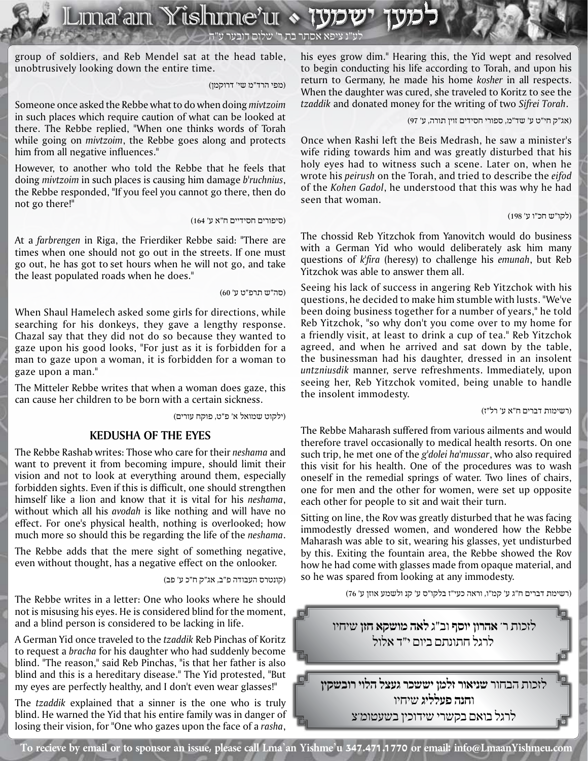group of soldiers, and Reb Mendel sat at the head table, unobtrusively looking down the entire time.

(מפי הרד"מ שי' דרוקמן)

Someone once asked the Rebbe what to do when doing *mivtzoim* in such places which require caution of what can be looked at there. The Rebbe replied, "When one thinks words of Torah while going on *mivtzoim*, the Rebbe goes along and protects him from all negative influences."

However, to another who told the Rebbe that he feels that doing *mivtzoim* in such places is causing him damage *b'ruchnius*, the Rebbe responded, "If you feel you cannot go there, then do not go there!"

(סיפורים חסידיים ח"א ע' 164)

At a *farbrengen* in Riga, the Frierdiker Rebbe said: "There are times when one should not go out in the streets. If one must go out, he has got to set hours when he will not go, and take the least populated roads when he does."

(סה"ש תרפ"ט ע' 60)

When Shaul Hamelech asked some girls for directions, while searching for his donkeys, they gave a lengthy response. Chazal say that they did not do so because they wanted to gaze upon his good looks, "For just as it is forbidden for a man to gaze upon a woman, it is forbidden for a woman to gaze upon a man."

The Mitteler Rebbe writes that when a woman does gaze, this can cause her children to be born with a certain sickness.

(ילקוט שמואל א' פ"ט, פוקח עורים)

## KEDUSHA OF THE EYES

The Rebbe Rashab writes: Those who care for their *neshama* and want to prevent it from becoming impure, should limit their vision and not to look at everything around them, especially forbidden sights. Even if this is difficult, one should strengthen himself like a lion and know that it is vital for his *neshama*, without which all his *avodah* is like nothing and will have no effect. For one's physical health, nothing is overlooked; how much more so should this be regarding the life of the *neshama*.

The Rebbe adds that the mere sight of something negative, even without thought, has a negative effect on the onlooker.

(קונטרס העבודה פ"ב, אג"ק ח"כ ע' פב)

The Rebbe writes in a letter: One who looks where he should not is misusing his eyes. He is considered blind for the moment, and a blind person is considered to be lacking in life.

A German Yid once traveled to the *tzaddik* Reb Pinchas of Koritz to request a *bracha* for his daughter who had suddenly become blind. "The reason," said Reb Pinchas, "is that her father is also blind and this is a hereditary disease." The Yid protested, "But my eyes are perfectly healthy, and I don't even wear glasses!"

The *tzaddik* explained that a sinner is the one who is truly blind. He warned the Yid that his entire family was in danger of losing their vision, for "One who gazes upon the face of a *rasha*, his eyes grow dim." Hearing this, the Yid wept and resolved to begin conducting his life according to Torah, and upon his return to Germany, he made his home *kosher* in all respects. When the daughter was cured, she traveled to Koritz to see the *tzaddik* and donated money for the writing of two *Sifrei Torah*.

(אג"ק חי"ט ע' שד"מ, ספורי חסידים זוין תורה, ע' 97)

Once when Rashi left the Beis Medrash, he saw a minister's wife riding towards him and was greatly disturbed that his holy eyes had to witness such a scene. Later on, when he wrote his *peirush* on the Torah, and tried to describe the *eifod* of the *Kohen Gadol*, he understood that this was why he had seen that woman.

(לקו"ש חכ"ו ע' 198)

The chossid Reb Yitzchok from Yanovitch would do business with a German Yid who would deliberately ask him many questions of *k'fira* (heresy) to challenge his *emunah*, but Reb Yitzchok was able to answer them all.

Seeing his lack of success in angering Reb Yitzchok with his questions, he decided to make him stumble with lusts. "We've been doing business together for a number of years," he told Reb Yitzchok, "so why don't you come over to my home for a friendly visit, at least to drink a cup of tea." Reb Yitzchok agreed, and when he arrived and sat down by the table, the businessman had his daughter, dressed in an insolent *untzniusdik* manner, serve refreshments. Immediately, upon seeing her, Reb Yitzchok vomited, being unable to handle the insolent immodesty.

(רשימות דברים ח"א ע' רל"ז)

The Rebbe Maharash suffered from various ailments and would therefore travel occasionally to medical health resorts. On one such trip, he met one of the *g'dolei ha'mussar*, who also required this visit for his health. One of the procedures was to wash oneself in the remedial springs of water. Two lines of chairs, one for men and the other for women, were set up opposite each other for people to sit and wait their turn.

Sitting on line, the Rov was greatly disturbed that he was facing immodestly dressed women, and wondered how the Rebbe Maharash was able to sit, wearing his glasses, yet undisturbed by this. Exiting the fountain area, the Rebbe showed the Rov how he had come with glasses made from opaque material, and so he was spared from looking at any immodesty.

(רשימת דברים ח"ג ע' קמ"ו, וראה כעי"ז בלקו"ס ע' קנ ולשמע אוזן ע' 76)

לזכות ר' **אהרון יוסף** וב"ג **לאה מושקא חזן** שיחיו
לרגל חתונתם ביום י"ד אלול

לזכות הבחור **שניאור זלמן יששכר געצל הלוי רובשקין**
**והנה פעלליג** שיחיו
לרגל בואם בקשרי שידוכין בשעטומ"צ